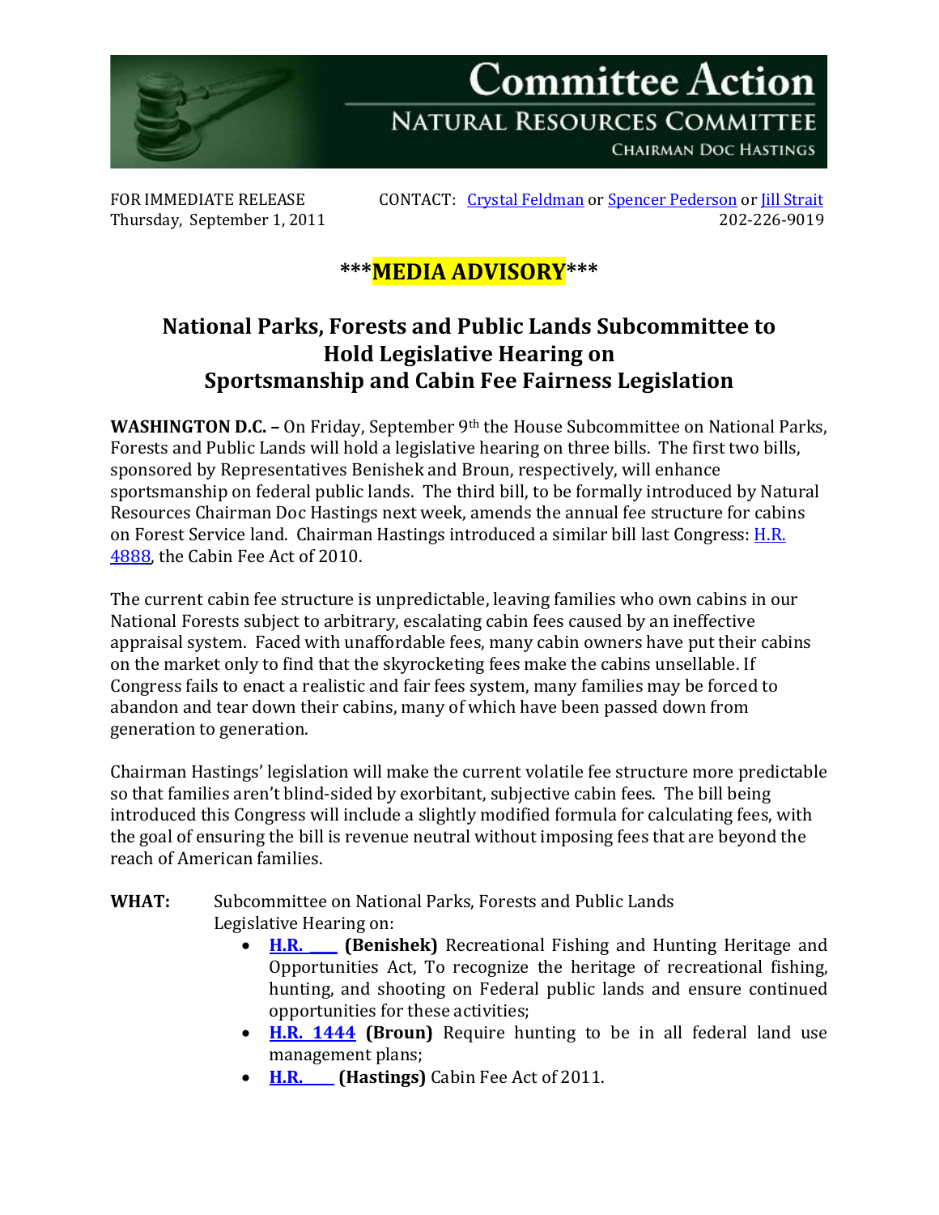# Committee Action

## NATURAL RESOURCES COMMITTEE

CHAIRMAN DOC HASTINGS

FOR IMMEDIATE RELEASE
Thursday, September 1, 2011

CONTACT: Crystal Feldman or Spencer Pederson or Jill Strait
202-226-9019

### \*\*\*MEDIA ADVISORY\*\*\*

## National Parks, Forests and Public Lands Subcommittee to Hold Legislative Hearing on Sportsmanship and Cabin Fee Fairness Legislation

**WASHINGTON D.C. –** On Friday, September 9th the House Subcommittee on National Parks, Forests and Public Lands will hold a legislative hearing on three bills. The first two bills, sponsored by Representatives Benishek and Broun, respectively, will enhance sportsmanship on federal public lands. The third bill, to be formally introduced by Natural Resources Chairman Doc Hastings next week, amends the annual fee structure for cabins on Forest Service land. Chairman Hastings introduced a similar bill last Congress: H.R. 4888, the Cabin Fee Act of 2010.

The current cabin fee structure is unpredictable, leaving families who own cabins in our National Forests subject to arbitrary, escalating cabin fees caused by an ineffective appraisal system. Faced with unaffordable fees, many cabin owners have put their cabins on the market only to find that the skyrocketing fees make the cabins unsellable. If Congress fails to enact a realistic and fair fees system, many families may be forced to abandon and tear down their cabins, many of which have been passed down from generation to generation.

Chairman Hastings' legislation will make the current volatile fee structure more predictable so that families aren't blind-sided by exorbitant, subjective cabin fees. The bill being introduced this Congress will include a slightly modified formula for calculating fees, with the goal of ensuring the bill is revenue neutral without imposing fees that are beyond the reach of American families.

**WHAT:** Subcommittee on National Parks, Forests and Public Lands
Legislative Hearing on:

- **H.R. \_\_\_\_ (Benishek)** Recreational Fishing and Hunting Heritage and Opportunities Act, To recognize the heritage of recreational fishing, hunting, and shooting on Federal public lands and ensure continued opportunities for these activities;
- **H.R. 1444 (Broun)** Require hunting to be in all federal land use management plans;
- **H.R. \_\_\_\_ (Hastings)** Cabin Fee Act of 2011.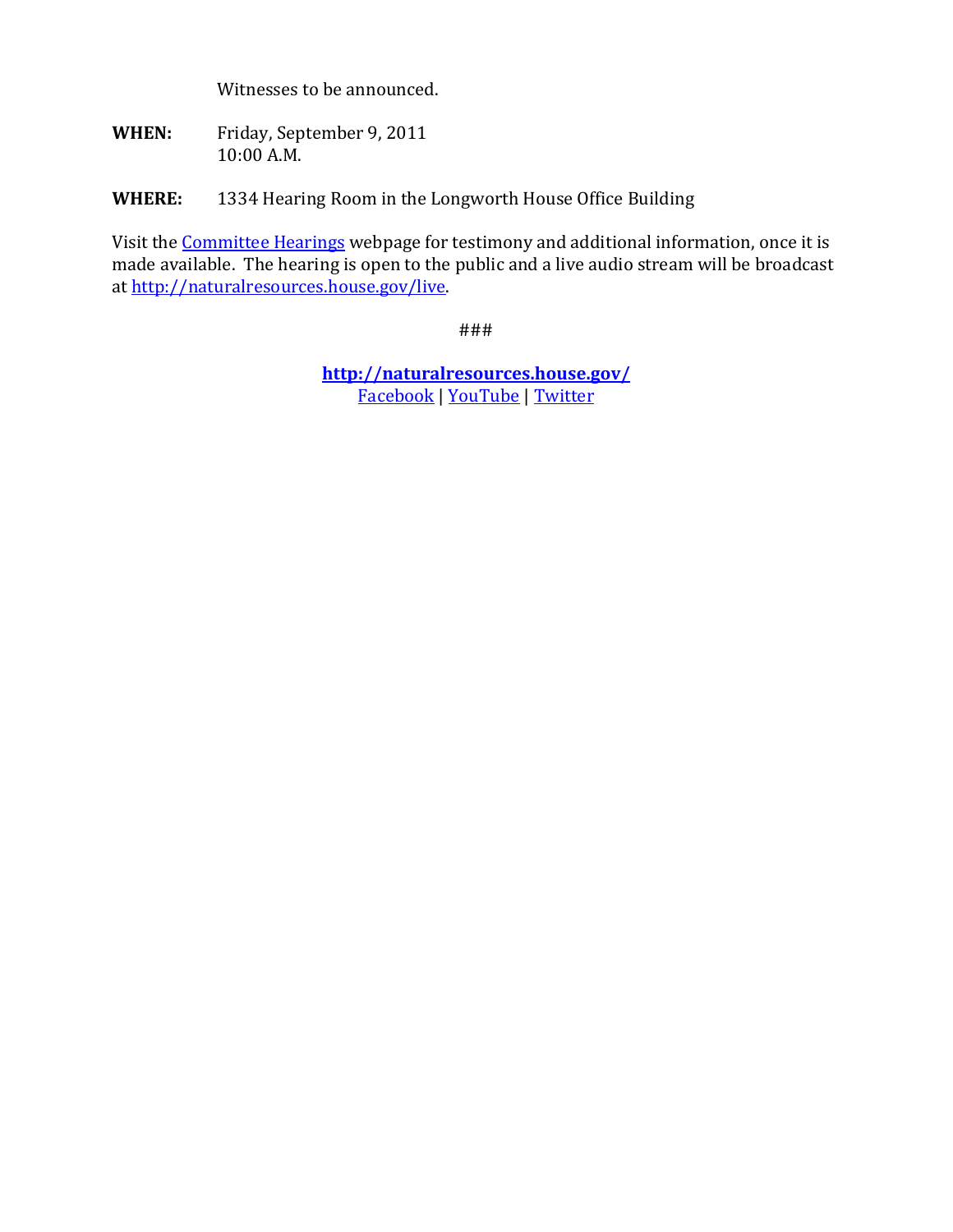Witnesses to be announced.

**WHEN:** Friday, September 9, 2011
10:00 A.M.

**WHERE:** 1334 Hearing Room in the Longworth House Office Building

Visit the Committee Hearings webpage for testimony and additional information, once it is made available. The hearing is open to the public and a live audio stream will be broadcast at http://naturalresources.house.gov/live.

###

**http://naturalresources.house.gov/**

Facebook | YouTube | Twitter